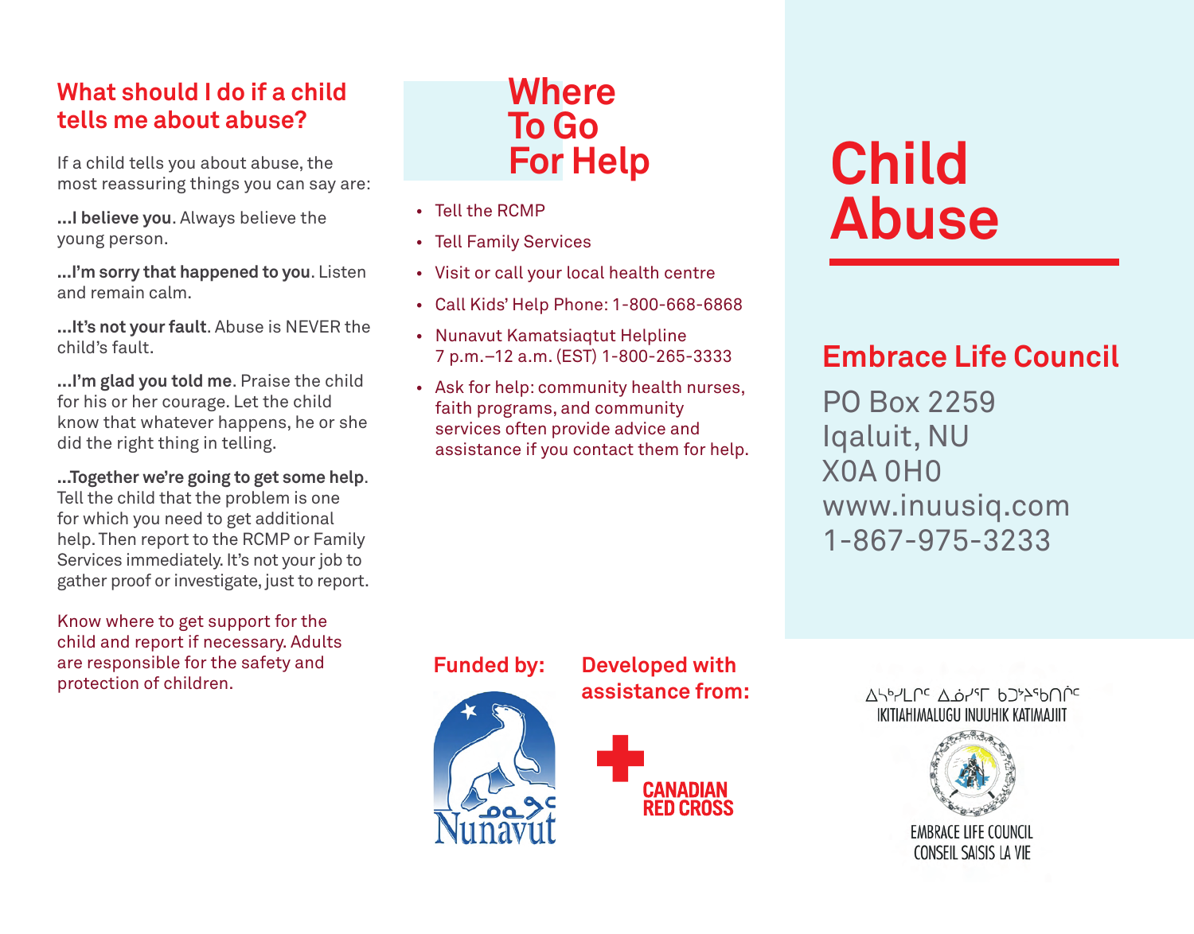## What should I do if a child tells me about abuse?

If a child tells you about abuse, the most reassuring things you can say are:

**...I believe you**. Always believe the young person.

**...I'm sorry that happened to you**. Listen and remain calm.

**...It's not your fault**. Abuse is NEVER the child's fault.

**...I'm glad you told me**. Praise the child for his or her courage. Let the child know that whatever happens, he or she did the right thing in telling.

**...Together we're going to get some help**. Tell the child that the problem is one for which you need to get additional help. Then report to the RCMP or Family Services immediately. It's not your job to gather proof or investigate, just to report.

Know where to get support for the child and report if necessary. Adults are responsible for the safety and protection of children.

## Where To Go For Help

- Tell the RCMP
- Tell Family Services
- Visit or call your local health centre
- Call Kids' Help Phone: 1-800-668-6868
- Nunavut Kamatsiaqtut Helpline 7 p.m.–12 a.m. (EST) 1-800-265-3333
- Ask for help: community health nurses, faith programs, and community services often provide advice and assistance if you contact them for help.

**Funded by:**

ᓄᓇᕗᑦ Nunavut

**Developed with assistance from:**

CANADIAN RED CROSS

# Child Abuse

## Embrace Life Council

PO Box 2259
Iqaluit, NU
X0A 0H0
www.inuusiq.com
1-867-975-3233

ᐃᖅᑭᓯᒪᒋᑦ ᐃᓅᓯᕐᒥ ᑲᑐᔾᔨᖃᑎᒌᑦ
IKITIAHIMALUGU INUUHIK KATIMAJIIT

EMBRACE LIFE COUNCIL
CONSEIL SAISIS LA VIE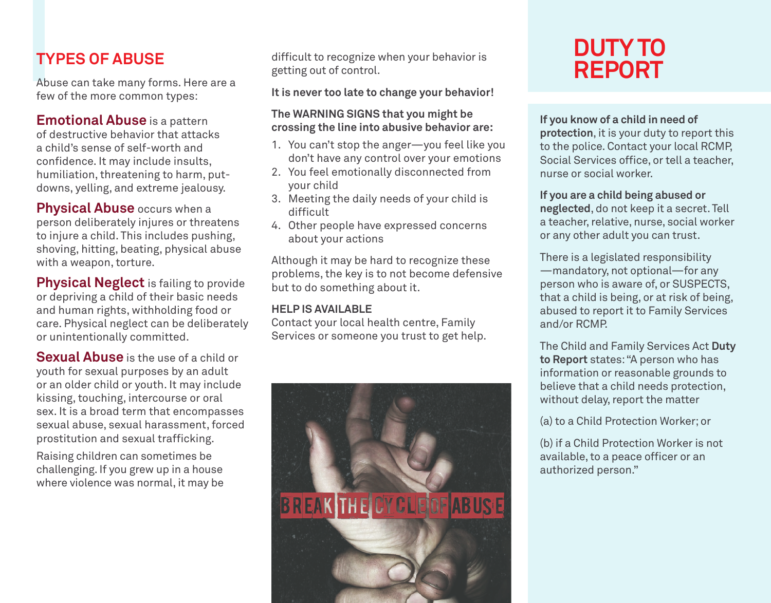## TYPES OF ABUSE

Abuse can take many forms. Here are a few of the more common types:

**Emotional Abuse** is a pattern of destructive behavior that attacks a child's sense of self-worth and confidence. It may include insults, humiliation, threatening to harm, put-downs, yelling, and extreme jealousy.

**Physical Abuse** occurs when a person deliberately injures or threatens to injure a child. This includes pushing, shoving, hitting, beating, physical abuse with a weapon, torture.

**Physical Neglect** is failing to provide or depriving a child of their basic needs and human rights, withholding food or care. Physical neglect can be deliberately or unintentionally committed.

**Sexual Abuse** is the use of a child or youth for sexual purposes by an adult or an older child or youth. It may include kissing, touching, intercourse or oral sex. It is a broad term that encompasses sexual abuse, sexual harassment, forced prostitution and sexual trafficking.

Raising children can sometimes be challenging. If you grew up in a house where violence was normal, it may be difficult to recognize when your behavior is getting out of control.

**It is never too late to change your behavior!**

**The WARNING SIGNS that you might be crossing the line into abusive behavior are:**

1. You can't stop the anger—you feel like you don't have any control over your emotions
2. You feel emotionally disconnected from your child
3. Meeting the daily needs of your child is difficult
4. Other people have expressed concerns about your actions

Although it may be hard to recognize these problems, the key is to not become defensive but to do something about it.

**HELP IS AVAILABLE**
Contact your local health centre, Family Services or someone you trust to get help.

BREAK THE CYCLE OF ABUSE

## DUTY TO REPORT

**If you know of a child in need of protection**, it is your duty to report this to the police. Contact your local RCMP, Social Services office, or tell a teacher, nurse or social worker.

**If you are a child being abused or neglected**, do not keep it a secret. Tell a teacher, relative, nurse, social worker or any other adult you can trust.

There is a legislated responsibility —mandatory, not optional—for any person who is aware of, or SUSPECTS, that a child is being, or at risk of being, abused to report it to Family Services and/or RCMP.

The Child and Family Services Act **Duty to Report** states: "A person who has information or reasonable grounds to believe that a child needs protection, without delay, report the matter

(a) to a Child Protection Worker; or

(b) if a Child Protection Worker is not available, to a peace officer or an authorized person."